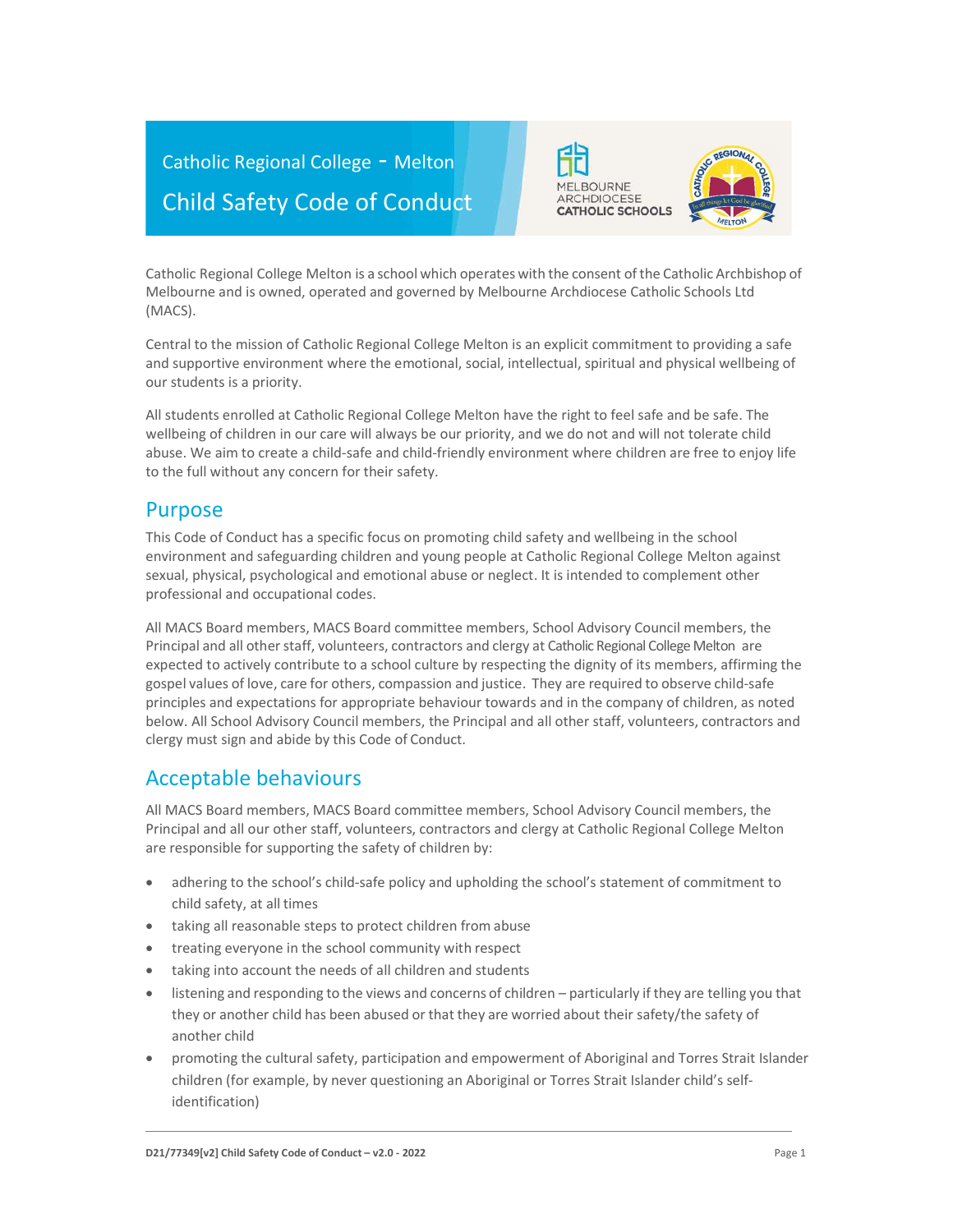# Catholic Regional College - Melton

# Child Safety Code of Conduct

Catholic Regional College Melton is a school which operates with the consent of the Catholic Archbishop of Melbourne and is owned, operated and governed by Melbourne Archdiocese Catholic Schools Ltd (MACS).

Central to the mission of Catholic Regional College Melton is an explicit commitment to providing a safe and supportive environment where the emotional, social, intellectual, spiritual and physical wellbeing of our students is a priority.

All students enrolled at Catholic Regional College Melton have the right to feel safe and be safe. The wellbeing of children in our care will always be our priority, and we do not and will not tolerate child abuse. We aim to create a child-safe and child-friendly environment where children are free to enjoy life to the full without any concern for their safety.

## Purpose

This Code of Conduct has a specific focus on promoting child safety and wellbeing in the school environment and safeguarding children and young people at Catholic Regional College Melton against sexual, physical, psychological and emotional abuse or neglect. It is intended to complement other professional and occupational codes.

All MACS Board members, MACS Board committee members, School Advisory Council members, the Principal and all other staff, volunteers, contractors and clergy at Catholic Regional College Melton are expected to actively contribute to a school culture by respecting the dignity of its members, affirming the gospel values of love, care for others, compassion and justice. They are required to observe child-safe principles and expectations for appropriate behaviour towards and in the company of children, as noted below. All School Advisory Council members, the Principal and all other staff, volunteers, contractors and clergy must sign and abide by this Code of Conduct.

## Acceptable behaviours

All MACS Board members, MACS Board committee members, School Advisory Council members, the Principal and all our other staff, volunteers, contractors and clergy at Catholic Regional College Melton are responsible for supporting the safety of children by:

- adhering to the school's child-safe policy and upholding the school's statement of commitment to child safety, at all times
- taking all reasonable steps to protect children from abuse
- treating everyone in the school community with respect
- taking into account the needs of all children and students
- listening and responding to the views and concerns of children – particularly if they are telling you that they or another child has been abused or that they are worried about their safety/the safety of another child
- promoting the cultural safety, participation and empowerment of Aboriginal and Torres Strait Islander children (for example, by never questioning an Aboriginal or Torres Strait Islander child's self-identification)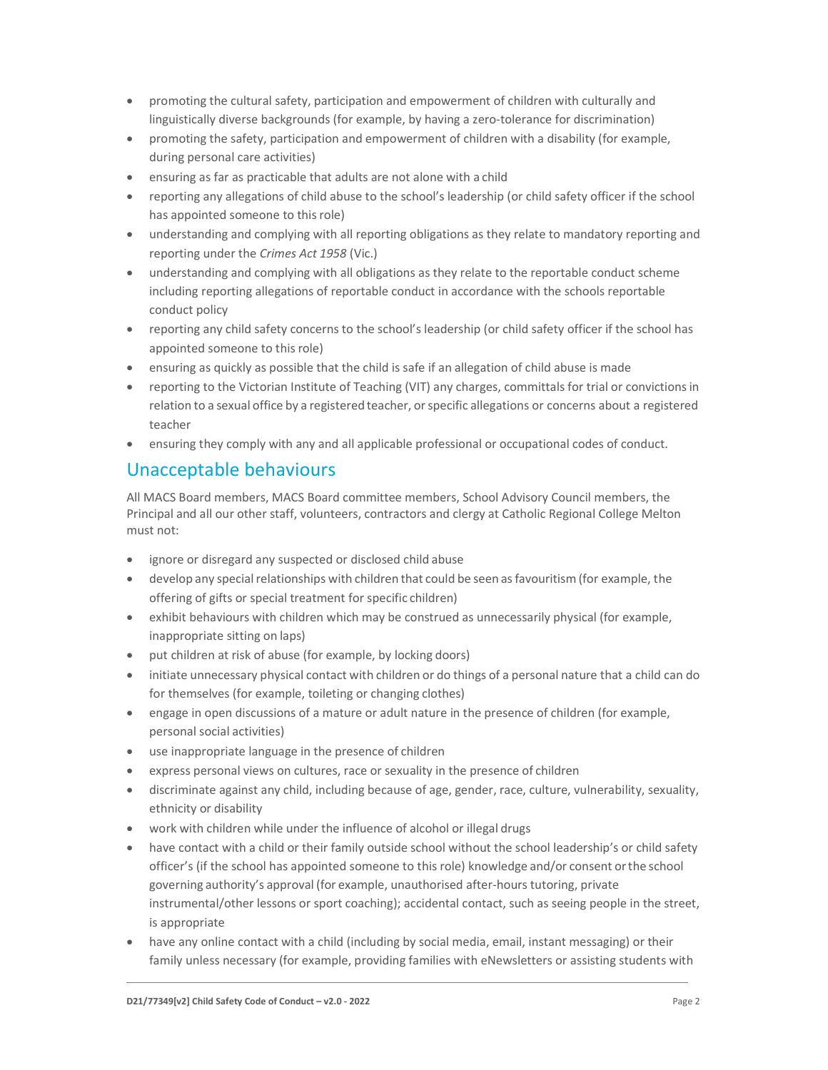- promoting the cultural safety, participation and empowerment of children with culturally and linguistically diverse backgrounds (for example, by having a zero-tolerance for discrimination)
- promoting the safety, participation and empowerment of children with a disability (for example, during personal care activities)
- ensuring as far as practicable that adults are not alone with a child
- reporting any allegations of child abuse to the school's leadership (or child safety officer if the school has appointed someone to this role)
- understanding and complying with all reporting obligations as they relate to mandatory reporting and reporting under the *Crimes Act 1958* (Vic.)
- understanding and complying with all obligations as they relate to the reportable conduct scheme including reporting allegations of reportable conduct in accordance with the schools reportable conduct policy
- reporting any child safety concerns to the school's leadership (or child safety officer if the school has appointed someone to this role)
- ensuring as quickly as possible that the child is safe if an allegation of child abuse is made
- reporting to the Victorian Institute of Teaching (VIT) any charges, committals for trial or convictions in relation to a sexual office by a registered teacher, or specific allegations or concerns about a registered teacher
- ensuring they comply with any and all applicable professional or occupational codes of conduct.

## Unacceptable behaviours

All MACS Board members, MACS Board committee members, School Advisory Council members, the Principal and all our other staff, volunteers, contractors and clergy at Catholic Regional College Melton must not:

- ignore or disregard any suspected or disclosed child abuse
- develop any special relationships with children that could be seen as favouritism (for example, the offering of gifts or special treatment for specific children)
- exhibit behaviours with children which may be construed as unnecessarily physical (for example, inappropriate sitting on laps)
- put children at risk of abuse (for example, by locking doors)
- initiate unnecessary physical contact with children or do things of a personal nature that a child can do for themselves (for example, toileting or changing clothes)
- engage in open discussions of a mature or adult nature in the presence of children (for example, personal social activities)
- use inappropriate language in the presence of children
- express personal views on cultures, race or sexuality in the presence of children
- discriminate against any child, including because of age, gender, race, culture, vulnerability, sexuality, ethnicity or disability
- work with children while under the influence of alcohol or illegal drugs
- have contact with a child or their family outside school without the school leadership's or child safety officer's (if the school has appointed someone to this role) knowledge and/or consent or the school governing authority's approval (for example, unauthorised after-hours tutoring, private instrumental/other lessons or sport coaching); accidental contact, such as seeing people in the street, is appropriate
- have any online contact with a child (including by social media, email, instant messaging) or their family unless necessary (for example, providing families with eNewsletters or assisting students with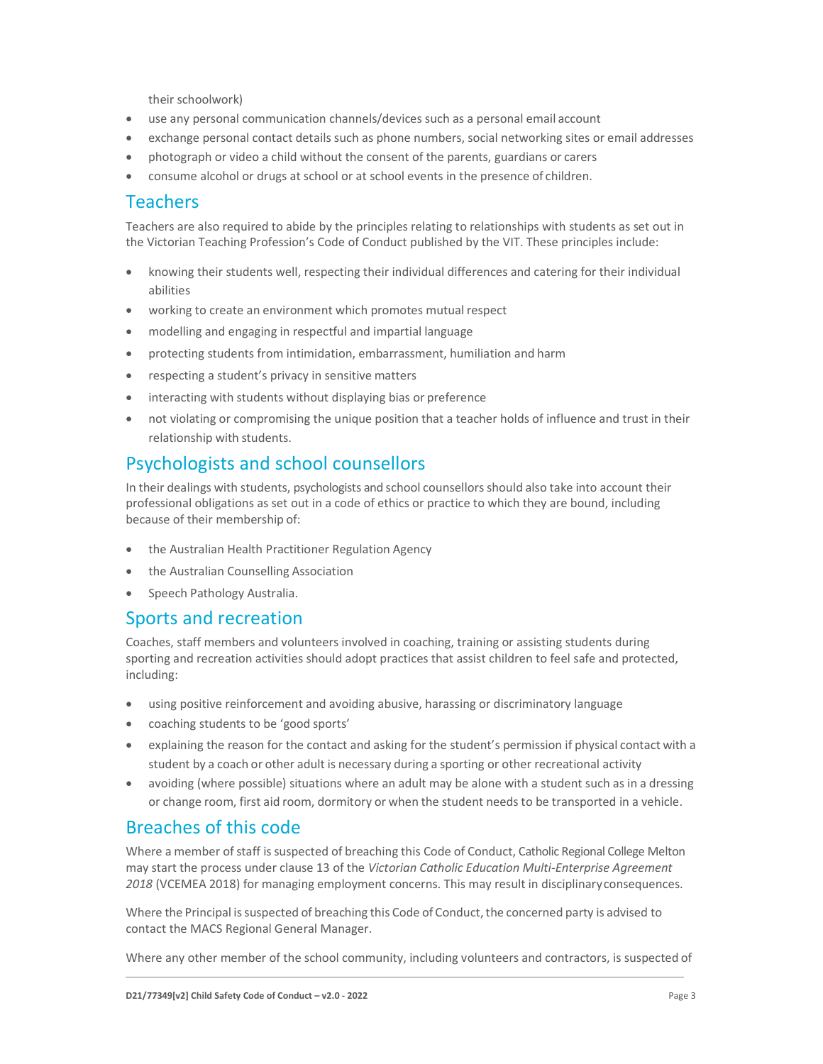their schoolwork)

- use any personal communication channels/devices such as a personal email account
- exchange personal contact details such as phone numbers, social networking sites or email addresses
- photograph or video a child without the consent of the parents, guardians or carers
- consume alcohol or drugs at school or at school events in the presence of children.

## Teachers

Teachers are also required to abide by the principles relating to relationships with students as set out in the Victorian Teaching Profession's Code of Conduct published by the VIT. These principles include:

- knowing their students well, respecting their individual differences and catering for their individual abilities
- working to create an environment which promotes mutual respect
- modelling and engaging in respectful and impartial language
- protecting students from intimidation, embarrassment, humiliation and harm
- respecting a student's privacy in sensitive matters
- interacting with students without displaying bias or preference
- not violating or compromising the unique position that a teacher holds of influence and trust in their relationship with students.

## Psychologists and school counsellors

In their dealings with students, psychologists and school counsellors should also take into account their professional obligations as set out in a code of ethics or practice to which they are bound, including because of their membership of:

- the Australian Health Practitioner Regulation Agency
- the Australian Counselling Association
- Speech Pathology Australia.

## Sports and recreation

Coaches, staff members and volunteers involved in coaching, training or assisting students during sporting and recreation activities should adopt practices that assist children to feel safe and protected, including:

- using positive reinforcement and avoiding abusive, harassing or discriminatory language
- coaching students to be 'good sports'
- explaining the reason for the contact and asking for the student's permission if physical contact with a student by a coach or other adult is necessary during a sporting or other recreational activity
- avoiding (where possible) situations where an adult may be alone with a student such as in a dressing or change room, first aid room, dormitory or when the student needs to be transported in a vehicle.

## Breaches of this code

Where a member of staff is suspected of breaching this Code of Conduct, Catholic Regional College Melton may start the process under clause 13 of the *Victorian Catholic Education Multi-Enterprise Agreement 2018* (VCEMEA 2018) for managing employment concerns. This may result in disciplinary consequences.

Where the Principal is suspected of breaching this Code of Conduct, the concerned party is advised to contact the MACS Regional General Manager.

Where any other member of the school community, including volunteers and contractors, is suspected of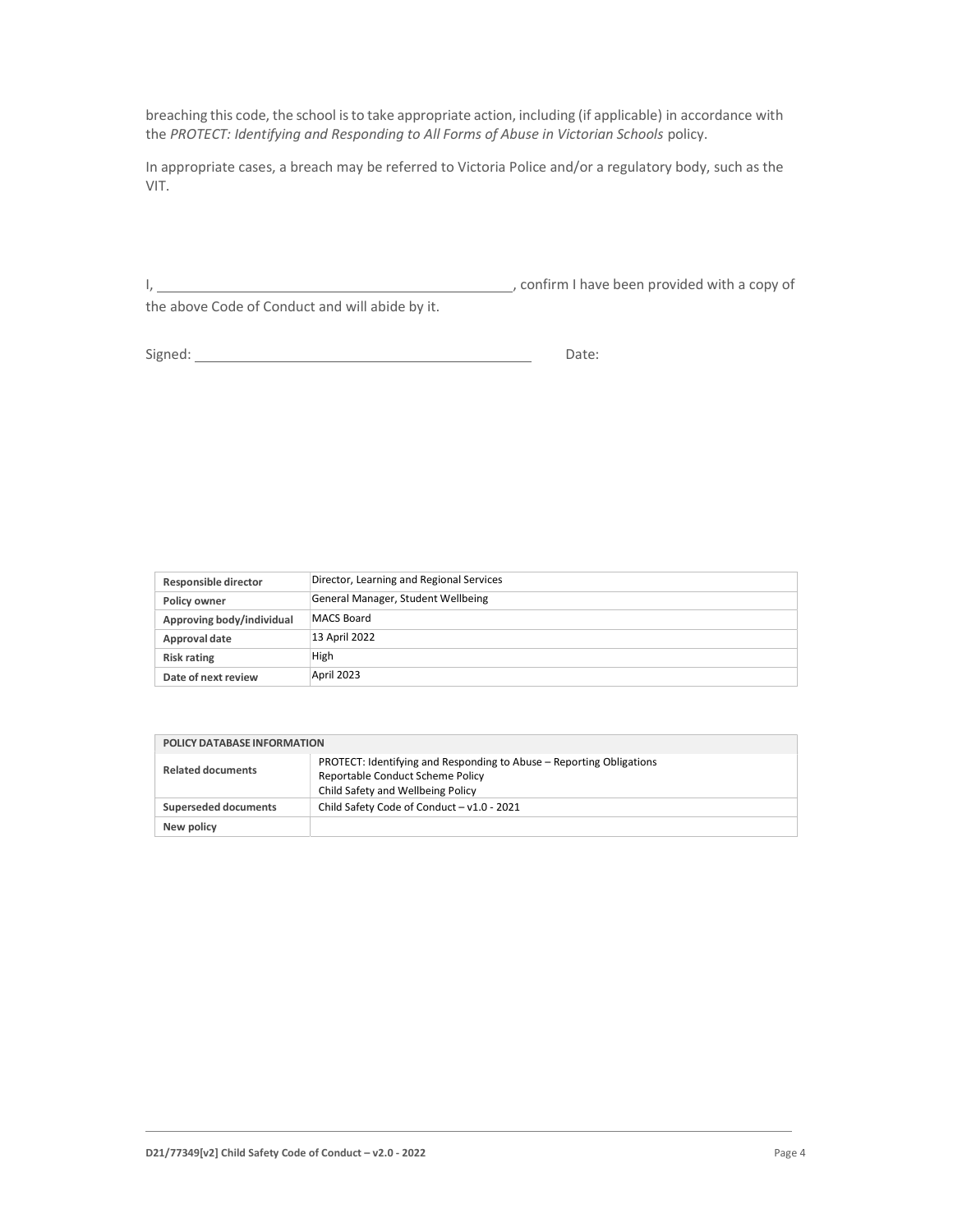breaching this code, the school is to take appropriate action, including (if applicable) in accordance with the *PROTECT: Identifying and Responding to All Forms of Abuse in Victorian Schools* policy.

In appropriate cases, a breach may be referred to Victoria Police and/or a regulatory body, such as the VIT.

I, \_\_\_\_\_\_\_\_\_\_\_\_\_\_\_\_\_\_\_\_\_\_\_\_\_\_\_\_\_\_\_\_\_\_\_\_\_\_\_\_\_\_\_\_, confirm I have been provided with a copy of the above Code of Conduct and will abide by it.

Signed: \_\_\_\_\_\_\_\_\_\_\_\_\_\_\_\_\_\_\_\_\_\_\_\_\_\_\_\_\_\_\_\_\_\_\_\_\_\_\_\_\_\_ Date:

| | |
|---|---|
| **Responsible director** | Director, Learning and Regional Services |
| **Policy owner** | General Manager, Student Wellbeing |
| **Approving body/individual** | MACS Board |
| **Approval date** | 13 April 2022 |
| **Risk rating** | High |
| **Date of next review** | April 2023 |

| **POLICY DATABASE INFORMATION** | |
|---|---|
| **Related documents** | PROTECT: Identifying and Responding to Abuse – Reporting Obligations<br>Reportable Conduct Scheme Policy<br>Child Safety and Wellbeing Policy |
| **Superseded documents** | Child Safety Code of Conduct – v1.0 - 2021 |
| **New policy** | |